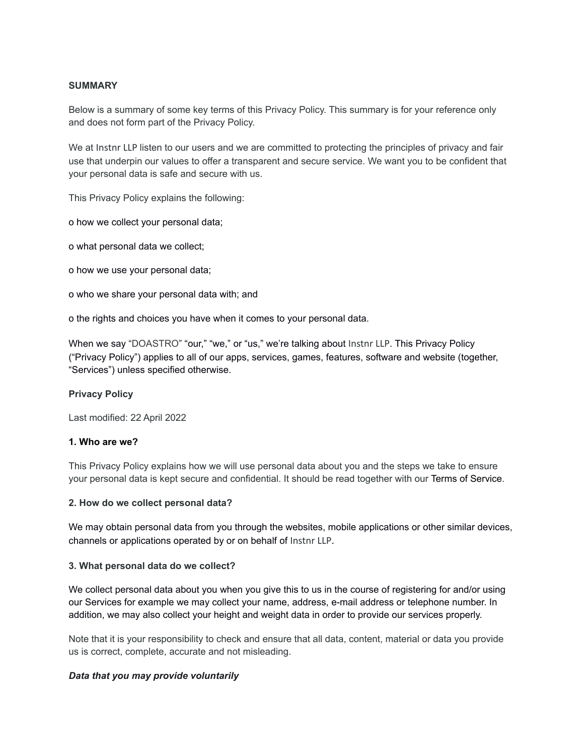**SUMMARY**

Below is a summary of some key terms of this Privacy Policy. This summary is for your reference only and does not form part of the Privacy Policy.

We at Instnr LLP listen to our users and we are committed to protecting the principles of privacy and fair use that underpin our values to offer a transparent and secure service. We want you to be confident that your personal data is safe and secure with us.

This Privacy Policy explains the following:

o how we collect your personal data;

o what personal data we collect;

o how we use your personal data;

o who we share your personal data with; and

o the rights and choices you have when it comes to your personal data.

When we say "DOASTRO" "our," "we," or "us," we're talking about Instnr LLP. This Privacy Policy ("Privacy Policy") applies to all of our apps, services, games, features, software and website (together, "Services") unless specified otherwise.

**Privacy Policy**

Last modified: 22 April 2022

**1. Who are we?**

This Privacy Policy explains how we will use personal data about you and the steps we take to ensure your personal data is kept secure and confidential. It should be read together with our Terms of Service.

**2. How do we collect personal data?**

We may obtain personal data from you through the websites, mobile applications or other similar devices, channels or applications operated by or on behalf of Instnr LLP.

**3. What personal data do we collect?**

We collect personal data about you when you give this to us in the course of registering for and/or using our Services for example we may collect your name, address, e-mail address or telephone number. In addition, we may also collect your height and weight data in order to provide our services properly.

Note that it is your responsibility to check and ensure that all data, content, material or data you provide us is correct, complete, accurate and not misleading.

***Data that you may provide voluntarily***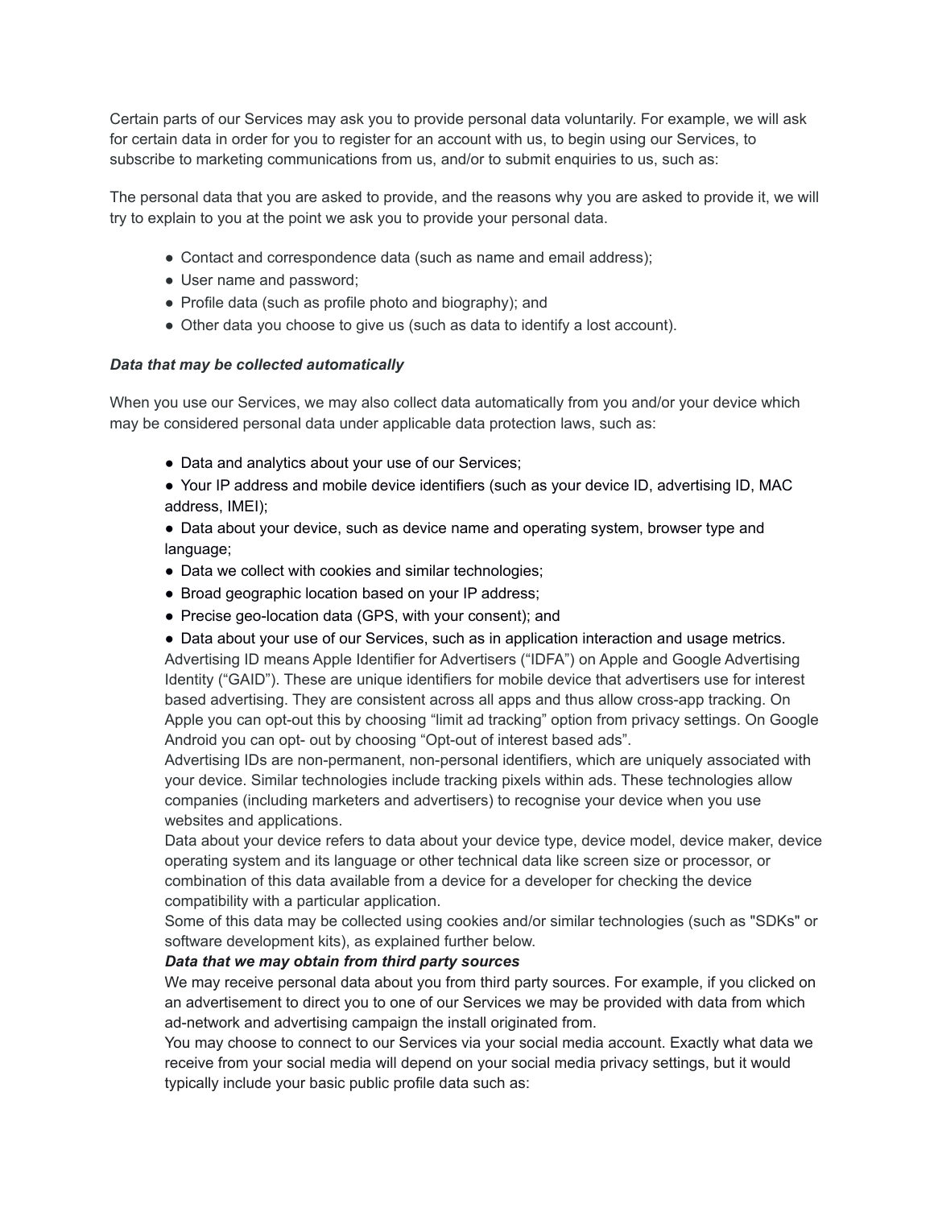Certain parts of our Services may ask you to provide personal data voluntarily. For example, we will ask for certain data in order for you to register for an account with us, to begin using our Services, to subscribe to marketing communications from us, and/or to submit enquiries to us, such as:

The personal data that you are asked to provide, and the reasons why you are asked to provide it, we will try to explain to you at the point we ask you to provide your personal data.

- Contact and correspondence data (such as name and email address);
- User name and password;
- Profile data (such as profile photo and biography); and
- Other data you choose to give us (such as data to identify a lost account).

***Data that may be collected automatically***

When you use our Services, we may also collect data automatically from you and/or your device which may be considered personal data under applicable data protection laws, such as:

- Data and analytics about your use of our Services;
- Your IP address and mobile device identifiers (such as your device ID, advertising ID, MAC address, IMEI);
- Data about your device, such as device name and operating system, browser type and language;
- Data we collect with cookies and similar technologies;
- Broad geographic location based on your IP address;
- Precise geo-location data (GPS, with your consent); and
- Data about your use of our Services, such as in application interaction and usage metrics.

Advertising ID means Apple Identifier for Advertisers ("IDFA") on Apple and Google Advertising Identity ("GAID"). These are unique identifiers for mobile device that advertisers use for interest based advertising. They are consistent across all apps and thus allow cross-app tracking. On Apple you can opt-out this by choosing "limit ad tracking" option from privacy settings. On Google Android you can opt- out by choosing "Opt-out of interest based ads".

Advertising IDs are non-permanent, non-personal identifiers, which are uniquely associated with your device. Similar technologies include tracking pixels within ads. These technologies allow companies (including marketers and advertisers) to recognise your device when you use websites and applications.

Data about your device refers to data about your device type, device model, device maker, device operating system and its language or other technical data like screen size or processor, or combination of this data available from a device for a developer for checking the device compatibility with a particular application.

Some of this data may be collected using cookies and/or similar technologies (such as "SDKs" or software development kits), as explained further below.

***Data that we may obtain from third party sources***

We may receive personal data about you from third party sources. For example, if you clicked on an advertisement to direct you to one of our Services we may be provided with data from which ad-network and advertising campaign the install originated from.

You may choose to connect to our Services via your social media account. Exactly what data we receive from your social media will depend on your social media privacy settings, but it would typically include your basic public profile data such as: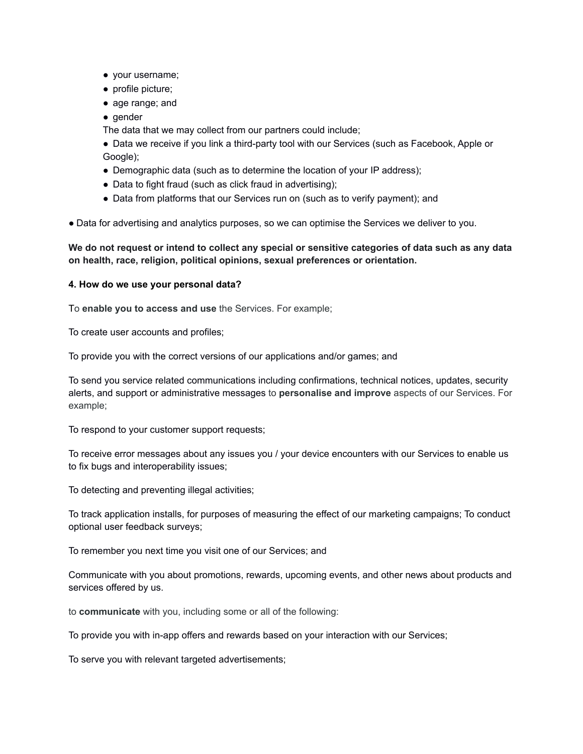- your username;
- profile picture;
- age range; and
- gender

The data that we may collect from our partners could include;

- Data we receive if you link a third-party tool with our Services (such as Facebook, Apple or Google);
- Demographic data (such as to determine the location of your IP address);
- Data to fight fraud (such as click fraud in advertising);
- Data from platforms that our Services run on (such as to verify payment); and
- Data for advertising and analytics purposes, so we can optimise the Services we deliver to you.

**We do not request or intend to collect any special or sensitive categories of data such as any data on health, race, religion, political opinions, sexual preferences or orientation.**

**4. How do we use your personal data?**

To **enable you to access and use** the Services. For example;

To create user accounts and profiles;

To provide you with the correct versions of our applications and/or games; and

To send you service related communications including confirmations, technical notices, updates, security alerts, and support or administrative messages to **personalise and improve** aspects of our Services. For example;

To respond to your customer support requests;

To receive error messages about any issues you / your device encounters with our Services to enable us to fix bugs and interoperability issues;

To detecting and preventing illegal activities;

To track application installs, for purposes of measuring the effect of our marketing campaigns; To conduct optional user feedback surveys;

To remember you next time you visit one of our Services; and

Communicate with you about promotions, rewards, upcoming events, and other news about products and services offered by us.

to **communicate** with you, including some or all of the following:

To provide you with in-app offers and rewards based on your interaction with our Services;

To serve you with relevant targeted advertisements;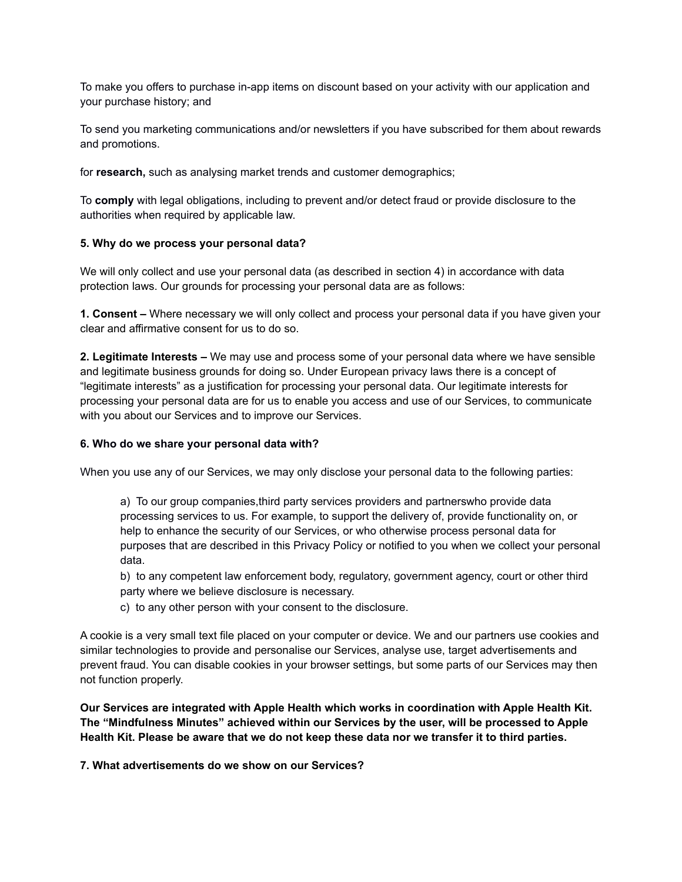To make you offers to purchase in-app items on discount based on your activity with our application and your purchase history; and

To send you marketing communications and/or newsletters if you have subscribed for them about rewards and promotions.

for **research,** such as analysing market trends and customer demographics;

To **comply** with legal obligations, including to prevent and/or detect fraud or provide disclosure to the authorities when required by applicable law.

**5. Why do we process your personal data?**

We will only collect and use your personal data (as described in section 4) in accordance with data protection laws. Our grounds for processing your personal data are as follows:

**1. Consent –** Where necessary we will only collect and process your personal data if you have given your clear and affirmative consent for us to do so.

**2. Legitimate Interests –** We may use and process some of your personal data where we have sensible and legitimate business grounds for doing so. Under European privacy laws there is a concept of "legitimate interests" as a justification for processing your personal data. Our legitimate interests for processing your personal data are for us to enable you access and use of our Services, to communicate with you about our Services and to improve our Services.

**6. Who do we share your personal data with?**

When you use any of our Services, we may only disclose your personal data to the following parties:

> a) To our group companies,third party services providers and partnerswho provide data processing services to us. For example, to support the delivery of, provide functionality on, or help to enhance the security of our Services, or who otherwise process personal data for purposes that are described in this Privacy Policy or notified to you when we collect your personal data.
> b) to any competent law enforcement body, regulatory, government agency, court or other third party where we believe disclosure is necessary.
> c) to any other person with your consent to the disclosure.

A cookie is a very small text file placed on your computer or device. We and our partners use cookies and similar technologies to provide and personalise our Services, analyse use, target advertisements and prevent fraud. You can disable cookies in your browser settings, but some parts of our Services may then not function properly.

**Our Services are integrated with Apple Health which works in coordination with Apple Health Kit. The "Mindfulness Minutes" achieved within our Services by the user, will be processed to Apple Health Kit. Please be aware that we do not keep these data nor we transfer it to third parties.**

**7. What advertisements do we show on our Services?**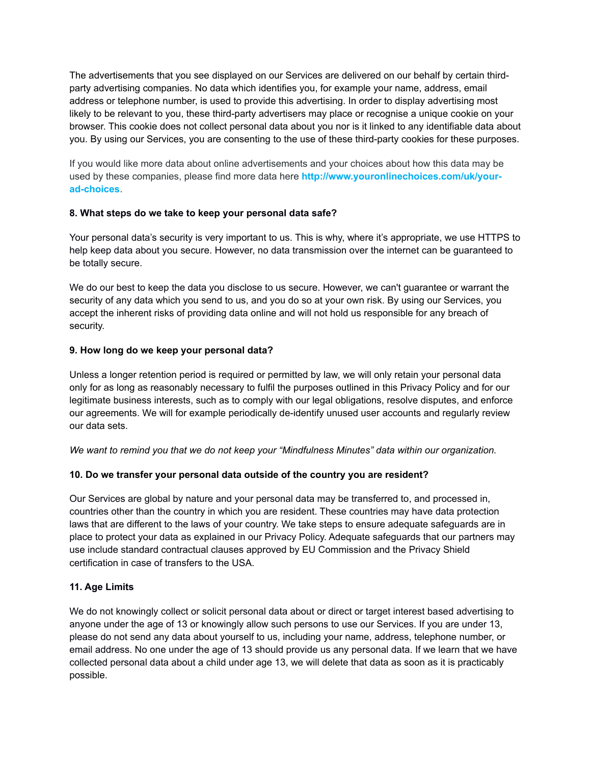The advertisements that you see displayed on our Services are delivered on our behalf by certain third-party advertising companies. No data which identifies you, for example your name, address, email address or telephone number, is used to provide this advertising. In order to display advertising most likely to be relevant to you, these third-party advertisers may place or recognise a unique cookie on your browser. This cookie does not collect personal data about you nor is it linked to any identifiable data about you. By using our Services, you are consenting to the use of these third-party cookies for these purposes.

If you would like more data about online advertisements and your choices about how this data may be used by these companies, please find more data here **http://www.youronlinechoices.com/uk/your-ad-choices**.

**8. What steps do we take to keep your personal data safe?**

Your personal data's security is very important to us. This is why, where it's appropriate, we use HTTPS to help keep data about you secure. However, no data transmission over the internet can be guaranteed to be totally secure.

We do our best to keep the data you disclose to us secure. However, we can't guarantee or warrant the security of any data which you send to us, and you do so at your own risk. By using our Services, you accept the inherent risks of providing data online and will not hold us responsible for any breach of security.

**9. How long do we keep your personal data?**

Unless a longer retention period is required or permitted by law, we will only retain your personal data only for as long as reasonably necessary to fulfil the purposes outlined in this Privacy Policy and for our legitimate business interests, such as to comply with our legal obligations, resolve disputes, and enforce our agreements. We will for example periodically de-identify unused user accounts and regularly review our data sets.

*We want to remind you that we do not keep your "Mindfulness Minutes" data within our organization.*

**10. Do we transfer your personal data outside of the country you are resident?**

Our Services are global by nature and your personal data may be transferred to, and processed in, countries other than the country in which you are resident. These countries may have data protection laws that are different to the laws of your country. We take steps to ensure adequate safeguards are in place to protect your data as explained in our Privacy Policy. Adequate safeguards that our partners may use include standard contractual clauses approved by EU Commission and the Privacy Shield certification in case of transfers to the USA.

**11. Age Limits**

We do not knowingly collect or solicit personal data about or direct or target interest based advertising to anyone under the age of 13 or knowingly allow such persons to use our Services. If you are under 13, please do not send any data about yourself to us, including your name, address, telephone number, or email address. No one under the age of 13 should provide us any personal data. If we learn that we have collected personal data about a child under age 13, we will delete that data as soon as it is practicably possible.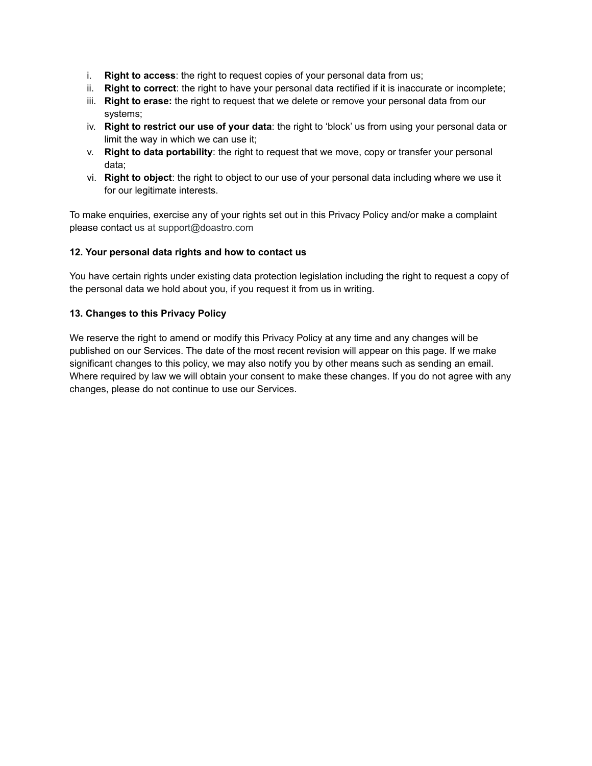i. **Right to access**: the right to request copies of your personal data from us;
ii. **Right to correct**: the right to have your personal data rectified if it is inaccurate or incomplete;
iii. **Right to erase:** the right to request that we delete or remove your personal data from our systems;
iv. **Right to restrict our use of your data**: the right to 'block' us from using your personal data or limit the way in which we can use it;
v. **Right to data portability**: the right to request that we move, copy or transfer your personal data;
vi. **Right to object**: the right to object to our use of your personal data including where we use it for our legitimate interests.

To make enquiries, exercise any of your rights set out in this Privacy Policy and/or make a complaint please contact us at support@doastro.com

**12. Your personal data rights and how to contact us**

You have certain rights under existing data protection legislation including the right to request a copy of the personal data we hold about you, if you request it from us in writing.

**13. Changes to this Privacy Policy**

We reserve the right to amend or modify this Privacy Policy at any time and any changes will be published on our Services. The date of the most recent revision will appear on this page. If we make significant changes to this policy, we may also notify you by other means such as sending an email. Where required by law we will obtain your consent to make these changes. If you do not agree with any changes, please do not continue to use our Services.